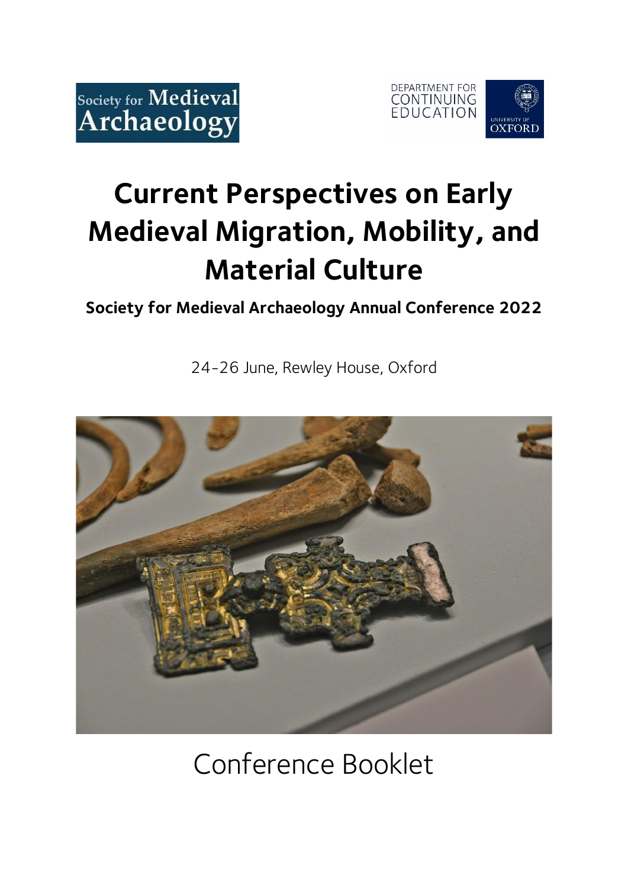Society for Medieval Archaeology

DEPARTMENT FOR CONTINUING EDUCATION

UNIVERSITY OF OXFORD

# Current Perspectives on Early Medieval Migration, Mobility, and Material Culture

**Society for Medieval Archaeology Annual Conference 2022**

24-26 June, Rewley House, Oxford

Conference Booklet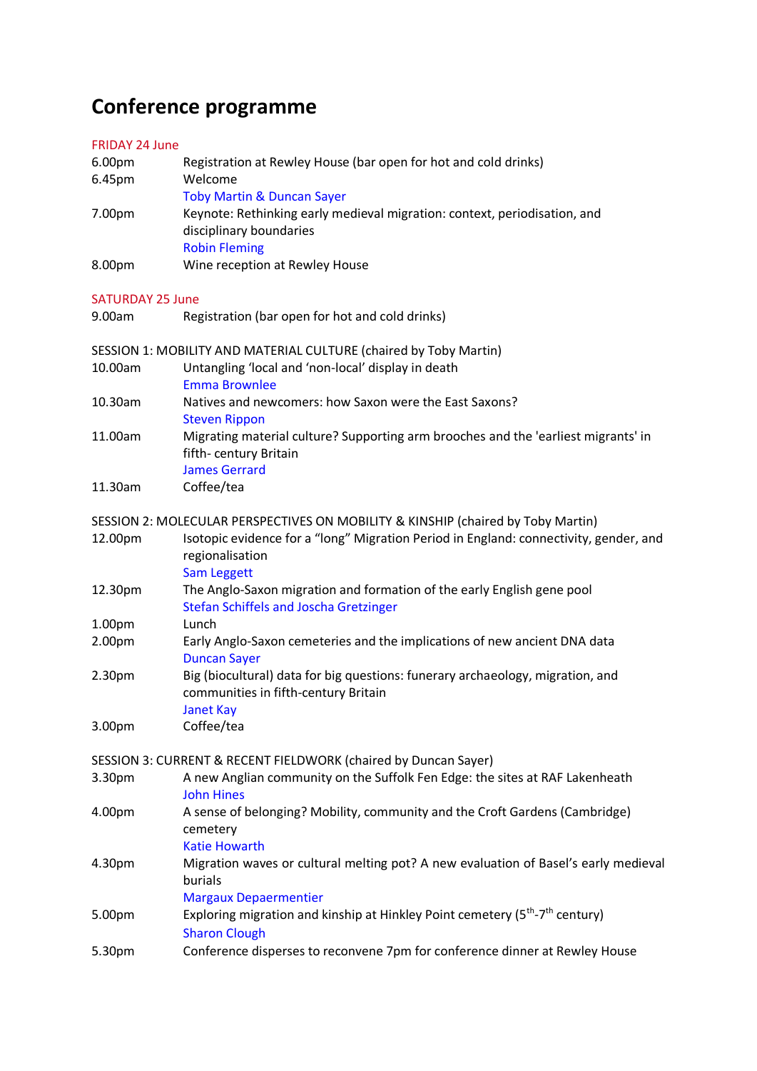# Conference programme

FRIDAY 24 June

| | |
|---|---|
| 6.00pm | Registration at Rewley House (bar open for hot and cold drinks) |
| 6.45pm | Welcome<br>Toby Martin & Duncan Sayer |
| 7.00pm | Keynote: Rethinking early medieval migration: context, periodisation, and disciplinary boundaries<br>Robin Fleming |
| 8.00pm | Wine reception at Rewley House |

SATURDAY 25 June

| | |
|---|---|
| 9.00am | Registration (bar open for hot and cold drinks) |

SESSION 1: MOBILITY AND MATERIAL CULTURE (chaired by Toby Martin)

| | |
|---|---|
| 10.00am | Untangling 'local and 'non-local' display in death<br>Emma Brownlee |
| 10.30am | Natives and newcomers: how Saxon were the East Saxons?<br>Steven Rippon |
| 11.00am | Migrating material culture? Supporting arm brooches and the 'earliest migrants' in fifth- century Britain<br>James Gerrard |
| 11.30am | Coffee/tea |

SESSION 2: MOLECULAR PERSPECTIVES ON MOBILITY & KINSHIP (chaired by Toby Martin)

| | |
|---|---|
| 12.00pm | Isotopic evidence for a "long" Migration Period in England: connectivity, gender, and regionalisation<br>Sam Leggett |
| 12.30pm | The Anglo-Saxon migration and formation of the early English gene pool<br>Stefan Schiffels and Joscha Gretzinger |
| 1.00pm | Lunch |
| 2.00pm | Early Anglo-Saxon cemeteries and the implications of new ancient DNA data<br>Duncan Sayer |
| 2.30pm | Big (biocultural) data for big questions: funerary archaeology, migration, and communities in fifth-century Britain<br>Janet Kay |
| 3.00pm | Coffee/tea |

SESSION 3: CURRENT & RECENT FIELDWORK (chaired by Duncan Sayer)

| | |
|---|---|
| 3.30pm | A new Anglian community on the Suffolk Fen Edge: the sites at RAF Lakenheath<br>John Hines |
| 4.00pm | A sense of belonging? Mobility, community and the Croft Gardens (Cambridge) cemetery<br>Katie Howarth |
| 4.30pm | Migration waves or cultural melting pot? A new evaluation of Basel's early medieval burials<br>Margaux Depaermentier |
| 5.00pm | Exploring migration and kinship at Hinkley Point cemetery ($5^{th}$-$7^{th}$ century)<br>Sharon Clough |
| 5.30pm | Conference disperses to reconvene 7pm for conference dinner at Rewley House |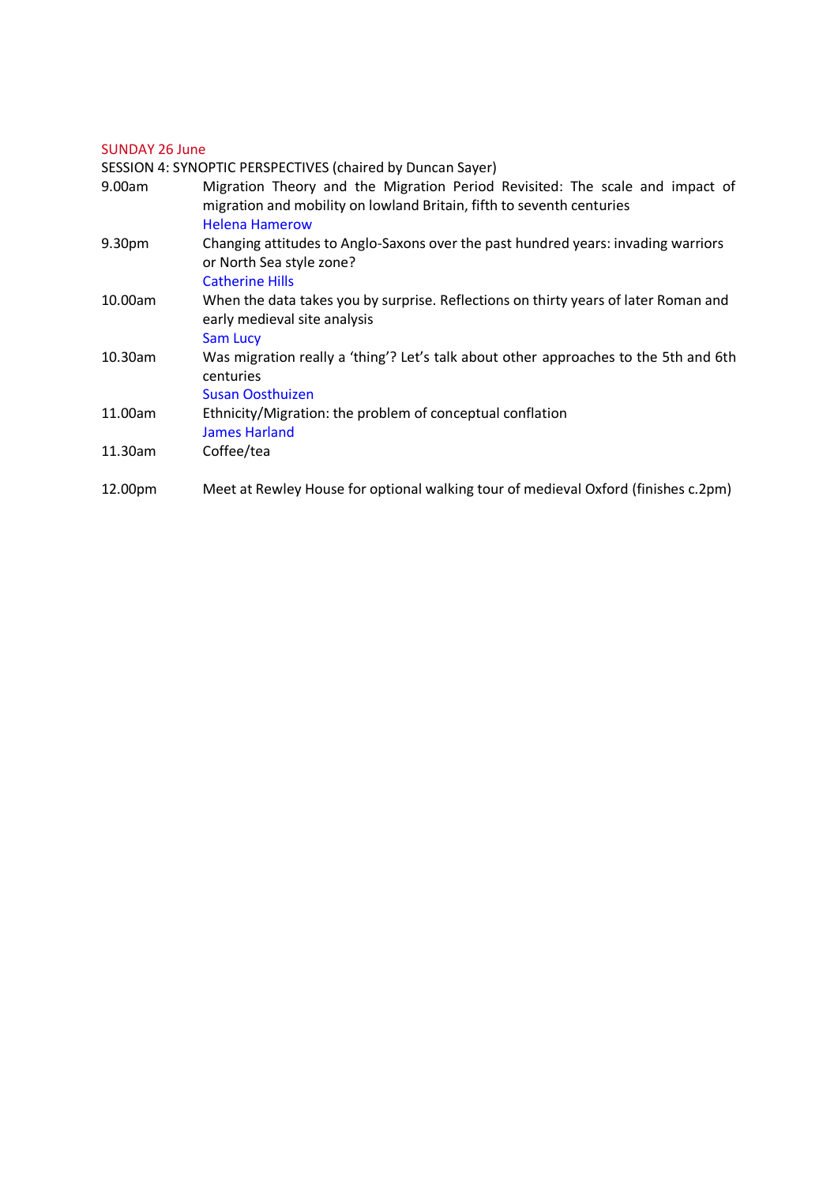## SUNDAY 26 June

SESSION 4: SYNOPTIC PERSPECTIVES (chaired by Duncan Sayer)

| | |
|---|---|
| 9.00am | Migration Theory and the Migration Period Revisited: The scale and impact of migration and mobility on lowland Britain, fifth to seventh centuries<br>Helena Hamerow |
| 9.30pm | Changing attitudes to Anglo-Saxons over the past hundred years: invading warriors or North Sea style zone?<br>Catherine Hills |
| 10.00am | When the data takes you by surprise. Reflections on thirty years of later Roman and early medieval site analysis<br>Sam Lucy |
| 10.30am | Was migration really a 'thing'? Let's talk about other approaches to the 5th and 6th centuries<br>Susan Oosthuizen |
| 11.00am | Ethnicity/Migration: the problem of conceptual conflation<br>James Harland |
| 11.30am | Coffee/tea |
| 12.00pm | Meet at Rewley House for optional walking tour of medieval Oxford (finishes c.2pm) |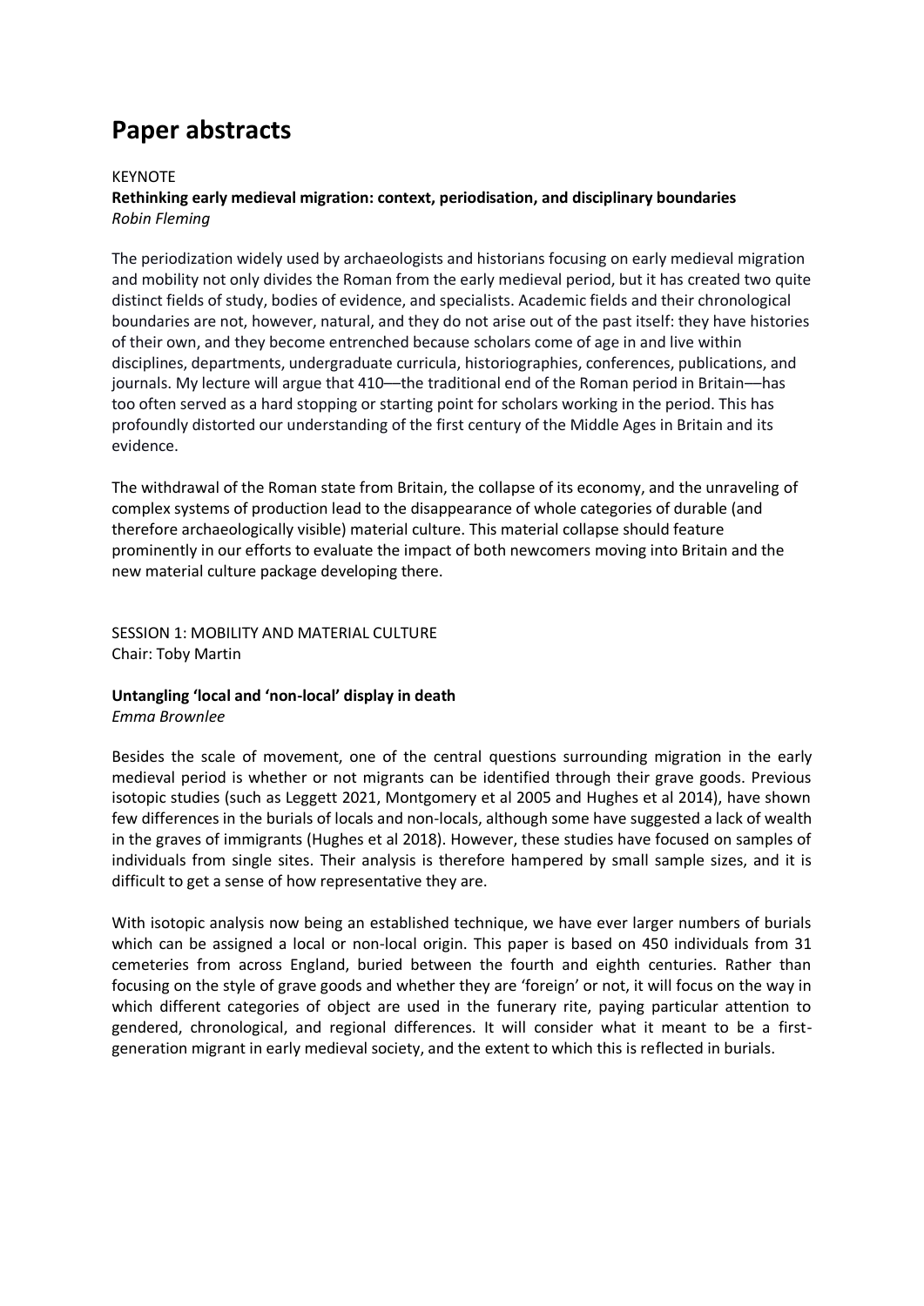# Paper abstracts

KEYNOTE

**Rethinking early medieval migration: context, periodisation, and disciplinary boundaries**
*Robin Fleming*

The periodization widely used by archaeologists and historians focusing on early medieval migration and mobility not only divides the Roman from the early medieval period, but it has created two quite distinct fields of study, bodies of evidence, and specialists. Academic fields and their chronological boundaries are not, however, natural, and they do not arise out of the past itself: they have histories of their own, and they become entrenched because scholars come of age in and live within disciplines, departments, undergraduate curricula, historiographies, conferences, publications, and journals. My lecture will argue that 410—the traditional end of the Roman period in Britain—has too often served as a hard stopping or starting point for scholars working in the period. This has profoundly distorted our understanding of the first century of the Middle Ages in Britain and its evidence.

The withdrawal of the Roman state from Britain, the collapse of its economy, and the unraveling of complex systems of production lead to the disappearance of whole categories of durable (and therefore archaeologically visible) material culture. This material collapse should feature prominently in our efforts to evaluate the impact of both newcomers moving into Britain and the new material culture package developing there.

SESSION 1: MOBILITY AND MATERIAL CULTURE
Chair: Toby Martin

**Untangling 'local and 'non-local' display in death**
*Emma Brownlee*

Besides the scale of movement, one of the central questions surrounding migration in the early medieval period is whether or not migrants can be identified through their grave goods. Previous isotopic studies (such as Leggett 2021, Montgomery et al 2005 and Hughes et al 2014), have shown few differences in the burials of locals and non-locals, although some have suggested a lack of wealth in the graves of immigrants (Hughes et al 2018). However, these studies have focused on samples of individuals from single sites. Their analysis is therefore hampered by small sample sizes, and it is difficult to get a sense of how representative they are.

With isotopic analysis now being an established technique, we have ever larger numbers of burials which can be assigned a local or non-local origin. This paper is based on 450 individuals from 31 cemeteries from across England, buried between the fourth and eighth centuries. Rather than focusing on the style of grave goods and whether they are 'foreign' or not, it will focus on the way in which different categories of object are used in the funerary rite, paying particular attention to gendered, chronological, and regional differences. It will consider what it meant to be a first-generation migrant in early medieval society, and the extent to which this is reflected in burials.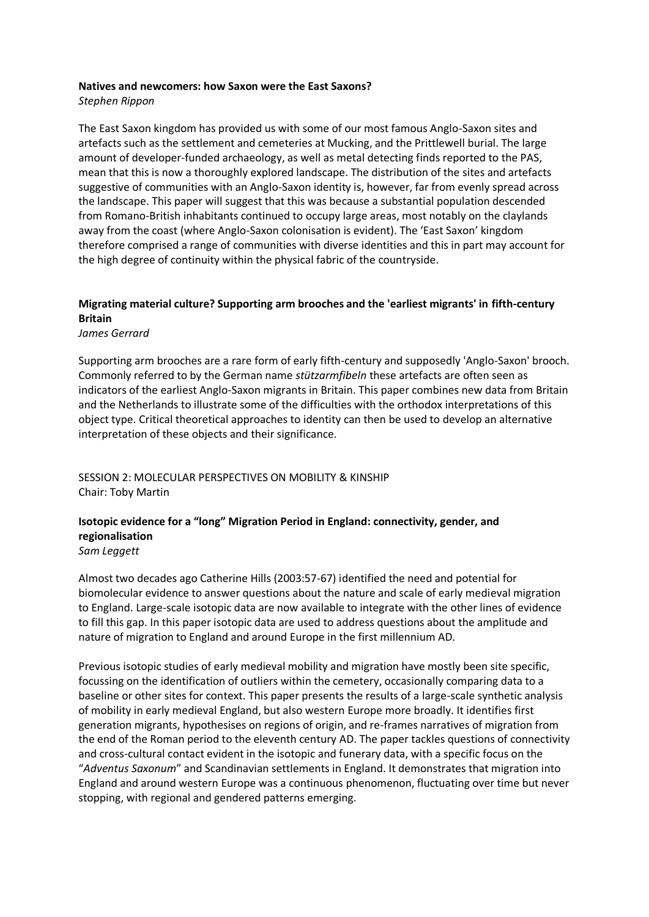**Natives and newcomers: how Saxon were the East Saxons?**
*Stephen Rippon*

The East Saxon kingdom has provided us with some of our most famous Anglo-Saxon sites and artefacts such as the settlement and cemeteries at Mucking, and the Prittlewell burial. The large amount of developer-funded archaeology, as well as metal detecting finds reported to the PAS, mean that this is now a thoroughly explored landscape. The distribution of the sites and artefacts suggestive of communities with an Anglo-Saxon identity is, however, far from evenly spread across the landscape. This paper will suggest that this was because a substantial population descended from Romano-British inhabitants continued to occupy large areas, most notably on the claylands away from the coast (where Anglo-Saxon colonisation is evident). The 'East Saxon' kingdom therefore comprised a range of communities with diverse identities and this in part may account for the high degree of continuity within the physical fabric of the countryside.

**Migrating material culture? Supporting arm brooches and the 'earliest migrants' in fifth-century Britain**
*James Gerrard*

Supporting arm brooches are a rare form of early fifth-century and supposedly 'Anglo-Saxon' brooch. Commonly referred to by the German name *stützarmfibeln* these artefacts are often seen as indicators of the earliest Anglo-Saxon migrants in Britain. This paper combines new data from Britain and the Netherlands to illustrate some of the difficulties with the orthodox interpretations of this object type. Critical theoretical approaches to identity can then be used to develop an alternative interpretation of these objects and their significance.

## SESSION 2: MOLECULAR PERSPECTIVES ON MOBILITY & KINSHIP
Chair: Toby Martin

**Isotopic evidence for a "long" Migration Period in England: connectivity, gender, and regionalisation**
*Sam Leggett*

Almost two decades ago Catherine Hills (2003:57-67) identified the need and potential for biomolecular evidence to answer questions about the nature and scale of early medieval migration to England. Large-scale isotopic data are now available to integrate with the other lines of evidence to fill this gap. In this paper isotopic data are used to address questions about the amplitude and nature of migration to England and around Europe in the first millennium AD.

Previous isotopic studies of early medieval mobility and migration have mostly been site specific, focussing on the identification of outliers within the cemetery, occasionally comparing data to a baseline or other sites for context. This paper presents the results of a large-scale synthetic analysis of mobility in early medieval England, but also western Europe more broadly. It identifies first generation migrants, hypothesises on regions of origin, and re-frames narratives of migration from the end of the Roman period to the eleventh century AD. The paper tackles questions of connectivity and cross-cultural contact evident in the isotopic and funerary data, with a specific focus on the "*Adventus Saxonum*" and Scandinavian settlements in England. It demonstrates that migration into England and around western Europe was a continuous phenomenon, fluctuating over time but never stopping, with regional and gendered patterns emerging.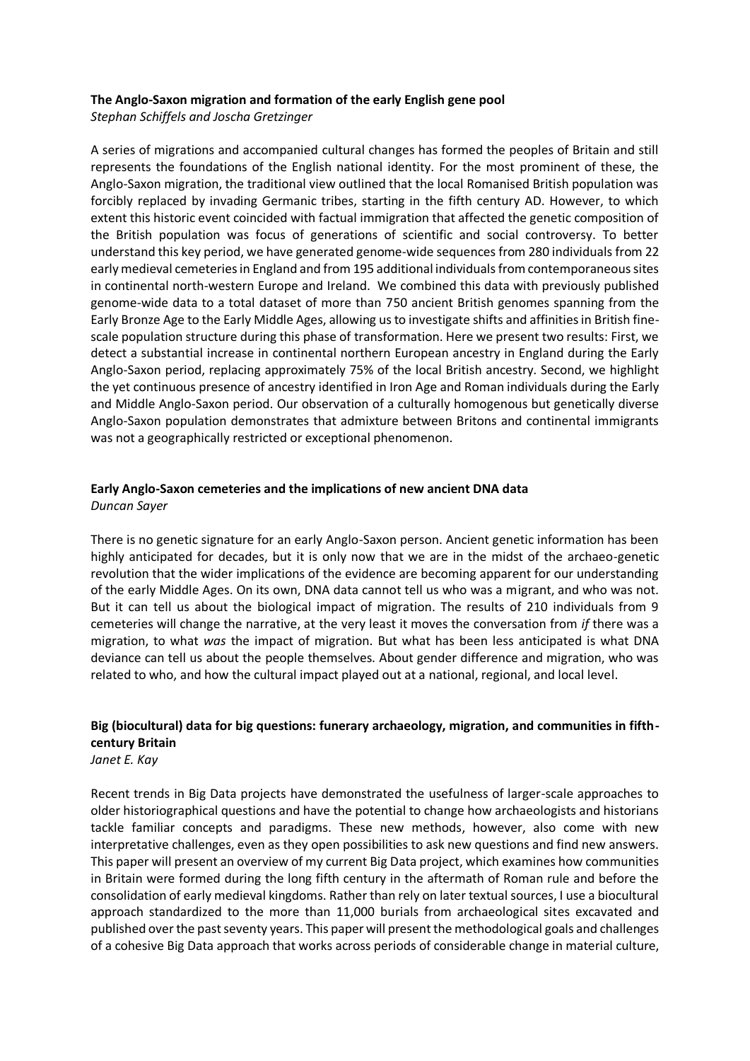**The Anglo-Saxon migration and formation of the early English gene pool**

*Stephan Schiffels and Joscha Gretzinger*

A series of migrations and accompanied cultural changes has formed the peoples of Britain and still represents the foundations of the English national identity. For the most prominent of these, the Anglo-Saxon migration, the traditional view outlined that the local Romanised British population was forcibly replaced by invading Germanic tribes, starting in the fifth century AD. However, to which extent this historic event coincided with factual immigration that affected the genetic composition of the British population was focus of generations of scientific and social controversy. To better understand this key period, we have generated genome-wide sequences from 280 individuals from 22 early medieval cemeteries in England and from 195 additional individuals from contemporaneous sites in continental north-western Europe and Ireland. We combined this data with previously published genome-wide data to a total dataset of more than 750 ancient British genomes spanning from the Early Bronze Age to the Early Middle Ages, allowing us to investigate shifts and affinities in British fine-scale population structure during this phase of transformation. Here we present two results: First, we detect a substantial increase in continental northern European ancestry in England during the Early Anglo-Saxon period, replacing approximately 75% of the local British ancestry. Second, we highlight the yet continuous presence of ancestry identified in Iron Age and Roman individuals during the Early and Middle Anglo-Saxon period. Our observation of a culturally homogenous but genetically diverse Anglo-Saxon population demonstrates that admixture between Britons and continental immigrants was not a geographically restricted or exceptional phenomenon.

**Early Anglo-Saxon cemeteries and the implications of new ancient DNA data**

*Duncan Sayer*

There is no genetic signature for an early Anglo-Saxon person. Ancient genetic information has been highly anticipated for decades, but it is only now that we are in the midst of the archaeo-genetic revolution that the wider implications of the evidence are becoming apparent for our understanding of the early Middle Ages. On its own, DNA data cannot tell us who was a migrant, and who was not. But it can tell us about the biological impact of migration. The results of 210 individuals from 9 cemeteries will change the narrative, at the very least it moves the conversation from *if* there was a migration, to what *was* the impact of migration. But what has been less anticipated is what DNA deviance can tell us about the people themselves. About gender difference and migration, who was related to who, and how the cultural impact played out at a national, regional, and local level.

**Big (biocultural) data for big questions: funerary archaeology, migration, and communities in fifth-century Britain**

*Janet E. Kay*

Recent trends in Big Data projects have demonstrated the usefulness of larger-scale approaches to older historiographical questions and have the potential to change how archaeologists and historians tackle familiar concepts and paradigms. These new methods, however, also come with new interpretative challenges, even as they open possibilities to ask new questions and find new answers. This paper will present an overview of my current Big Data project, which examines how communities in Britain were formed during the long fifth century in the aftermath of Roman rule and before the consolidation of early medieval kingdoms. Rather than rely on later textual sources, I use a biocultural approach standardized to the more than 11,000 burials from archaeological sites excavated and published over the past seventy years. This paper will present the methodological goals and challenges of a cohesive Big Data approach that works across periods of considerable change in material culture,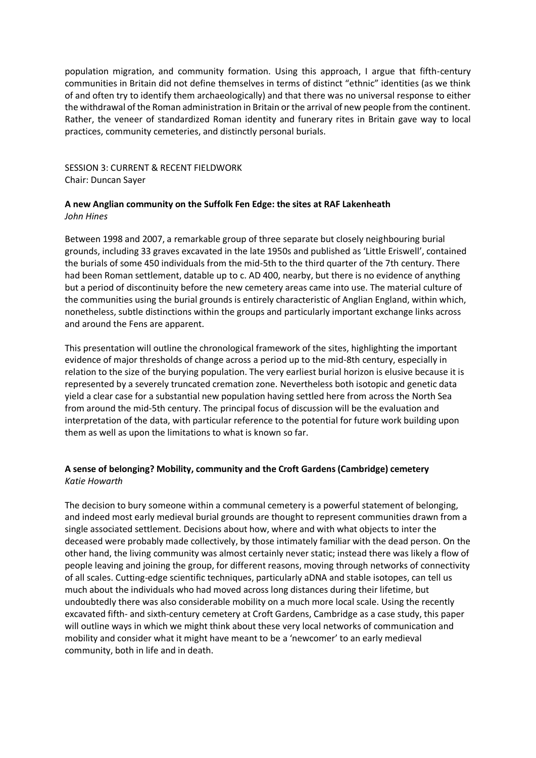population migration, and community formation. Using this approach, I argue that fifth-century communities in Britain did not define themselves in terms of distinct "ethnic" identities (as we think of and often try to identify them archaeologically) and that there was no universal response to either the withdrawal of the Roman administration in Britain or the arrival of new people from the continent. Rather, the veneer of standardized Roman identity and funerary rites in Britain gave way to local practices, community cemeteries, and distinctly personal burials.

## SESSION 3: CURRENT & RECENT FIELDWORK

Chair: Duncan Sayer

### A new Anglian community on the Suffolk Fen Edge: the sites at RAF Lakenheath

*John Hines*

Between 1998 and 2007, a remarkable group of three separate but closely neighbouring burial grounds, including 33 graves excavated in the late 1950s and published as 'Little Eriswell', contained the burials of some 450 individuals from the mid-5th to the third quarter of the 7th century. There had been Roman settlement, datable up to c. AD 400, nearby, but there is no evidence of anything but a period of discontinuity before the new cemetery areas came into use. The material culture of the communities using the burial grounds is entirely characteristic of Anglian England, within which, nonetheless, subtle distinctions within the groups and particularly important exchange links across and around the Fens are apparent.

This presentation will outline the chronological framework of the sites, highlighting the important evidence of major thresholds of change across a period up to the mid-8th century, especially in relation to the size of the burying population. The very earliest burial horizon is elusive because it is represented by a severely truncated cremation zone. Nevertheless both isotopic and genetic data yield a clear case for a substantial new population having settled here from across the North Sea from around the mid-5th century. The principal focus of discussion will be the evaluation and interpretation of the data, with particular reference to the potential for future work building upon them as well as upon the limitations to what is known so far.

### A sense of belonging? Mobility, community and the Croft Gardens (Cambridge) cemetery

*Katie Howarth*

The decision to bury someone within a communal cemetery is a powerful statement of belonging, and indeed most early medieval burial grounds are thought to represent communities drawn from a single associated settlement. Decisions about how, where and with what objects to inter the deceased were probably made collectively, by those intimately familiar with the dead person. On the other hand, the living community was almost certainly never static; instead there was likely a flow of people leaving and joining the group, for different reasons, moving through networks of connectivity of all scales. Cutting-edge scientific techniques, particularly aDNA and stable isotopes, can tell us much about the individuals who had moved across long distances during their lifetime, but undoubtedly there was also considerable mobility on a much more local scale. Using the recently excavated fifth- and sixth-century cemetery at Croft Gardens, Cambridge as a case study, this paper will outline ways in which we might think about these very local networks of communication and mobility and consider what it might have meant to be a 'newcomer' to an early medieval community, both in life and in death.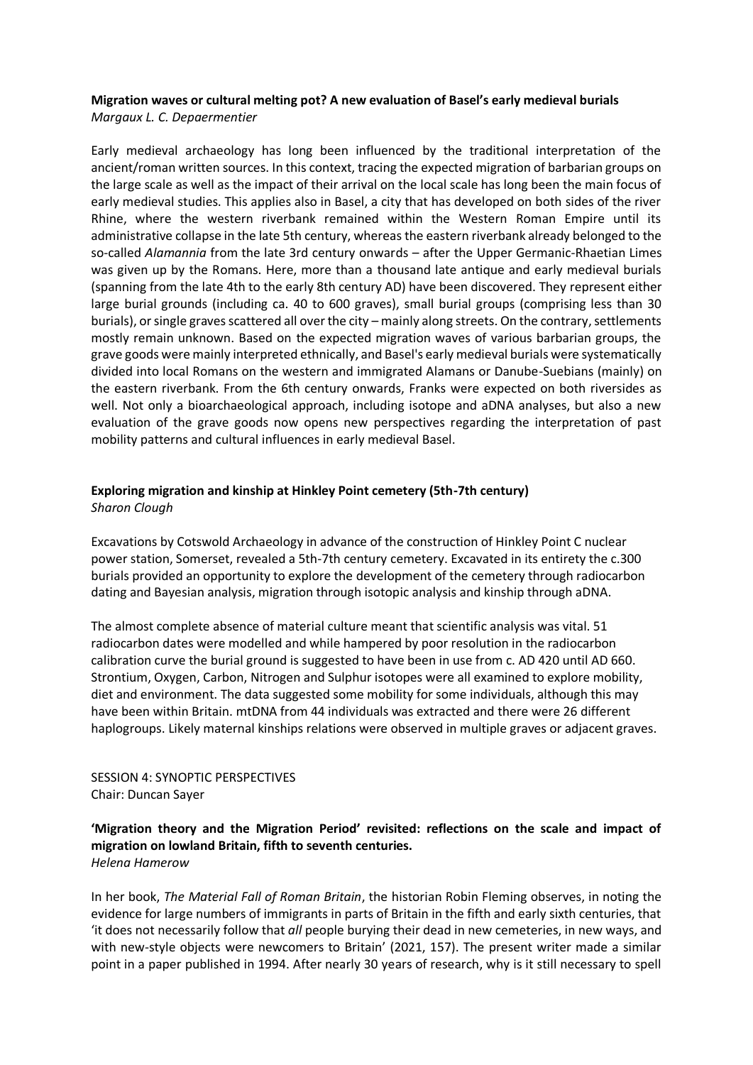**Migration waves or cultural melting pot? A new evaluation of Basel's early medieval burials**
*Margaux L. C. Depaermentier*

Early medieval archaeology has long been influenced by the traditional interpretation of the ancient/roman written sources. In this context, tracing the expected migration of barbarian groups on the large scale as well as the impact of their arrival on the local scale has long been the main focus of early medieval studies. This applies also in Basel, a city that has developed on both sides of the river Rhine, where the western riverbank remained within the Western Roman Empire until its administrative collapse in the late 5th century, whereas the eastern riverbank already belonged to the so-called *Alamannia* from the late 3rd century onwards – after the Upper Germanic-Rhaetian Limes was given up by the Romans. Here, more than a thousand late antique and early medieval burials (spanning from the late 4th to the early 8th century AD) have been discovered. They represent either large burial grounds (including ca. 40 to 600 graves), small burial groups (comprising less than 30 burials), or single graves scattered all over the city – mainly along streets. On the contrary, settlements mostly remain unknown. Based on the expected migration waves of various barbarian groups, the grave goods were mainly interpreted ethnically, and Basel's early medieval burials were systematically divided into local Romans on the western and immigrated Alamans or Danube-Suebians (mainly) on the eastern riverbank. From the 6th century onwards, Franks were expected on both riversides as well. Not only a bioarchaeological approach, including isotope and aDNA analyses, but also a new evaluation of the grave goods now opens new perspectives regarding the interpretation of past mobility patterns and cultural influences in early medieval Basel.

**Exploring migration and kinship at Hinkley Point cemetery (5th-7th century)**
*Sharon Clough*

Excavations by Cotswold Archaeology in advance of the construction of Hinkley Point C nuclear power station, Somerset, revealed a 5th-7th century cemetery. Excavated in its entirety the c.300 burials provided an opportunity to explore the development of the cemetery through radiocarbon dating and Bayesian analysis, migration through isotopic analysis and kinship through aDNA.

The almost complete absence of material culture meant that scientific analysis was vital. 51 radiocarbon dates were modelled and while hampered by poor resolution in the radiocarbon calibration curve the burial ground is suggested to have been in use from c. AD 420 until AD 660. Strontium, Oxygen, Carbon, Nitrogen and Sulphur isotopes were all examined to explore mobility, diet and environment. The data suggested some mobility for some individuals, although this may have been within Britain. mtDNA from 44 individuals was extracted and there were 26 different haplogroups. Likely maternal kinships relations were observed in multiple graves or adjacent graves.

SESSION 4: SYNOPTIC PERSPECTIVES
Chair: Duncan Sayer

**'Migration theory and the Migration Period' revisited: reflections on the scale and impact of migration on lowland Britain, fifth to seventh centuries.**
*Helena Hamerow*

In her book, *The Material Fall of Roman Britain*, the historian Robin Fleming observes, in noting the evidence for large numbers of immigrants in parts of Britain in the fifth and early sixth centuries, that 'it does not necessarily follow that *all* people burying their dead in new cemeteries, in new ways, and with new-style objects were newcomers to Britain' (2021, 157). The present writer made a similar point in a paper published in 1994. After nearly 30 years of research, why is it still necessary to spell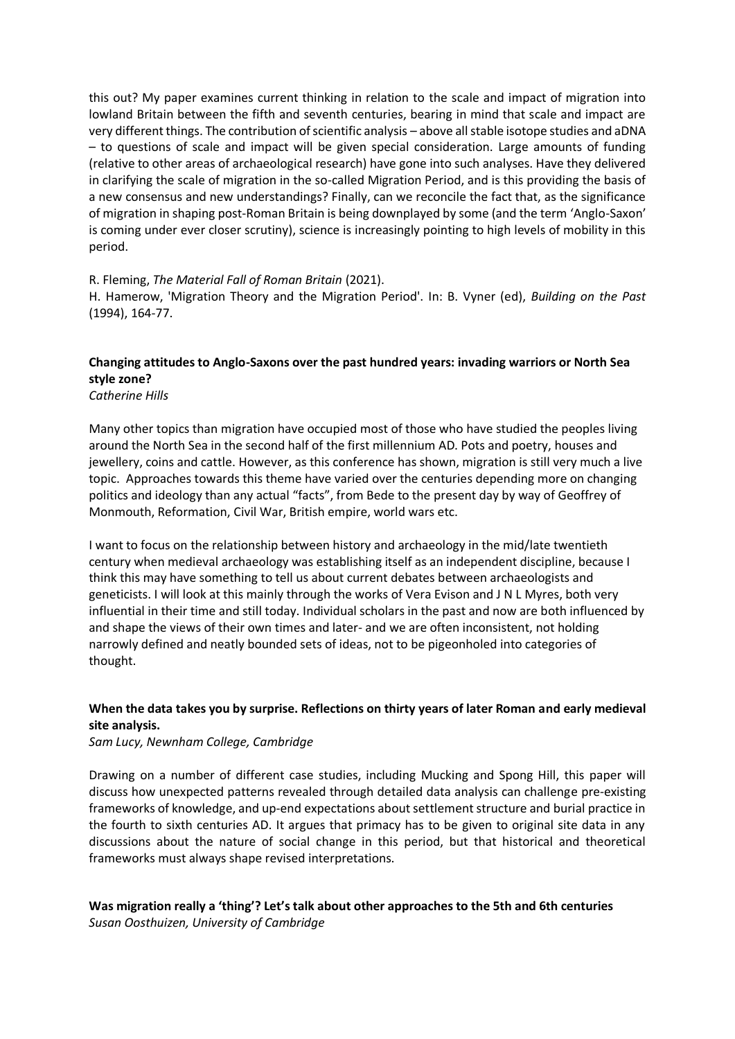this out? My paper examines current thinking in relation to the scale and impact of migration into lowland Britain between the fifth and seventh centuries, bearing in mind that scale and impact are very different things. The contribution of scientific analysis – above all stable isotope studies and aDNA – to questions of scale and impact will be given special consideration. Large amounts of funding (relative to other areas of archaeological research) have gone into such analyses. Have they delivered in clarifying the scale of migration in the so-called Migration Period, and is this providing the basis of a new consensus and new understandings? Finally, can we reconcile the fact that, as the significance of migration in shaping post-Roman Britain is being downplayed by some (and the term 'Anglo-Saxon' is coming under ever closer scrutiny), science is increasingly pointing to high levels of mobility in this period.

R. Fleming, *The Material Fall of Roman Britain* (2021).
H. Hamerow, 'Migration Theory and the Migration Period'. In: B. Vyner (ed), *Building on the Past* (1994), 164-77.

**Changing attitudes to Anglo-Saxons over the past hundred years: invading warriors or North Sea style zone?**
*Catherine Hills*

Many other topics than migration have occupied most of those who have studied the peoples living around the North Sea in the second half of the first millennium AD. Pots and poetry, houses and jewellery, coins and cattle. However, as this conference has shown, migration is still very much a live topic. Approaches towards this theme have varied over the centuries depending more on changing politics and ideology than any actual "facts", from Bede to the present day by way of Geoffrey of Monmouth, Reformation, Civil War, British empire, world wars etc.

I want to focus on the relationship between history and archaeology in the mid/late twentieth century when medieval archaeology was establishing itself as an independent discipline, because I think this may have something to tell us about current debates between archaeologists and geneticists. I will look at this mainly through the works of Vera Evison and J N L Myres, both very influential in their time and still today. Individual scholars in the past and now are both influenced by and shape the views of their own times and later- and we are often inconsistent, not holding narrowly defined and neatly bounded sets of ideas, not to be pigeonholed into categories of thought.

**When the data takes you by surprise. Reflections on thirty years of later Roman and early medieval site analysis.**
*Sam Lucy, Newnham College, Cambridge*

Drawing on a number of different case studies, including Mucking and Spong Hill, this paper will discuss how unexpected patterns revealed through detailed data analysis can challenge pre-existing frameworks of knowledge, and up-end expectations about settlement structure and burial practice in the fourth to sixth centuries AD. It argues that primacy has to be given to original site data in any discussions about the nature of social change in this period, but that historical and theoretical frameworks must always shape revised interpretations.

**Was migration really a 'thing'? Let's talk about other approaches to the 5th and 6th centuries**
*Susan Oosthuizen, University of Cambridge*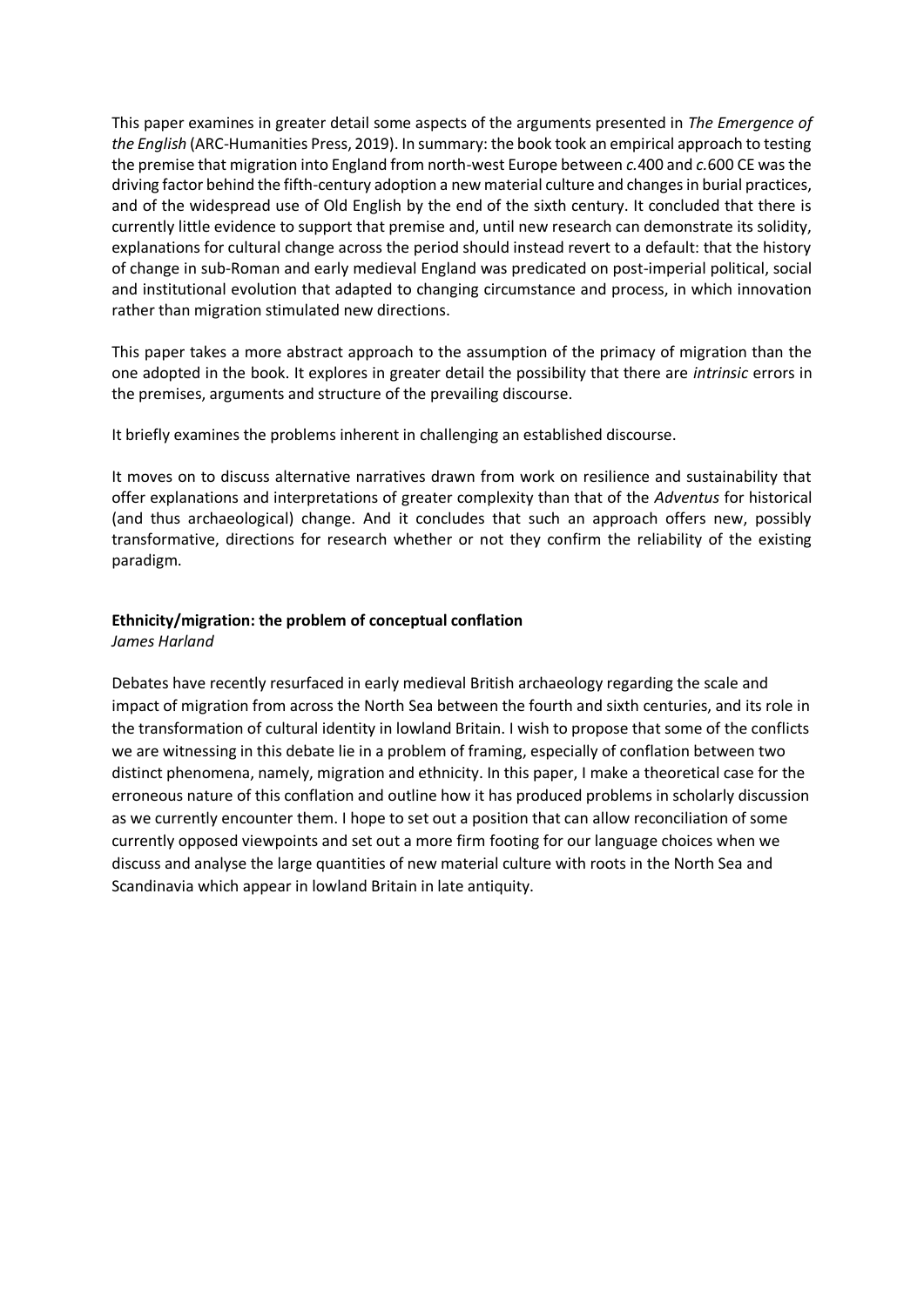This paper examines in greater detail some aspects of the arguments presented in *The Emergence of the English* (ARC-Humanities Press, 2019). In summary: the book took an empirical approach to testing the premise that migration into England from north-west Europe between *c.*400 and *c.*600 CE was the driving factor behind the fifth-century adoption a new material culture and changes in burial practices, and of the widespread use of Old English by the end of the sixth century. It concluded that there is currently little evidence to support that premise and, until new research can demonstrate its solidity, explanations for cultural change across the period should instead revert to a default: that the history of change in sub-Roman and early medieval England was predicated on post-imperial political, social and institutional evolution that adapted to changing circumstance and process, in which innovation rather than migration stimulated new directions.

This paper takes a more abstract approach to the assumption of the primacy of migration than the one adopted in the book. It explores in greater detail the possibility that there are *intrinsic* errors in the premises, arguments and structure of the prevailing discourse.

It briefly examines the problems inherent in challenging an established discourse.

It moves on to discuss alternative narratives drawn from work on resilience and sustainability that offer explanations and interpretations of greater complexity than that of the *Adventus* for historical (and thus archaeological) change. And it concludes that such an approach offers new, possibly transformative, directions for research whether or not they confirm the reliability of the existing paradigm.

**Ethnicity/migration: the problem of conceptual conflation**
*James Harland*

Debates have recently resurfaced in early medieval British archaeology regarding the scale and impact of migration from across the North Sea between the fourth and sixth centuries, and its role in the transformation of cultural identity in lowland Britain. I wish to propose that some of the conflicts we are witnessing in this debate lie in a problem of framing, especially of conflation between two distinct phenomena, namely, migration and ethnicity. In this paper, I make a theoretical case for the erroneous nature of this conflation and outline how it has produced problems in scholarly discussion as we currently encounter them. I hope to set out a position that can allow reconciliation of some currently opposed viewpoints and set out a more firm footing for our language choices when we discuss and analyse the large quantities of new material culture with roots in the North Sea and Scandinavia which appear in lowland Britain in late antiquity.